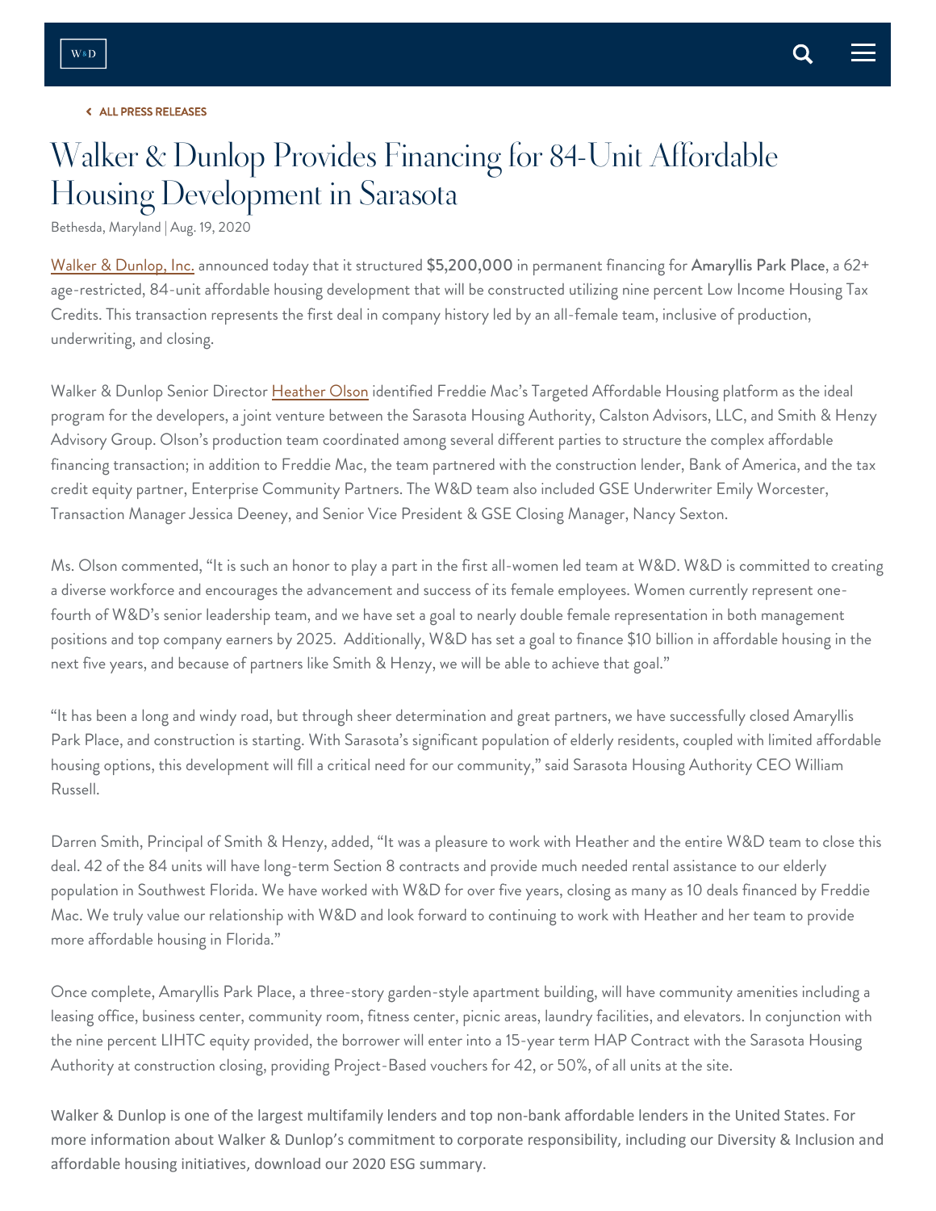ALL PRESS RELEASES

# Walker & Dunlop Provides Financing for 84-Unit Affordable Housing Development in Sarasota

Bethesda, Maryland | Aug. 19, 2020

Walker & Dunlop, Inc. announced today that it structured **$5,200,000** in permanent financing for **Amaryllis Park Place**, a 62+ age-restricted, 84-unit affordable housing development that will be constructed utilizing nine percent Low Income Housing Tax Credits. This transaction represents the first deal in company history led by an all-female team, inclusive of production, underwriting, and closing.

Walker & Dunlop Senior Director Heather Olson identified Freddie Mac's Targeted Affordable Housing platform as the ideal program for the developers, a joint venture between the Sarasota Housing Authority, Calston Advisors, LLC, and Smith & Henzy Advisory Group. Olson's production team coordinated among several different parties to structure the complex affordable financing transaction; in addition to Freddie Mac, the team partnered with the construction lender, Bank of America, and the tax credit equity partner, Enterprise Community Partners. The W&D team also included GSE Underwriter Emily Worcester, Transaction Manager Jessica Deeney, and Senior Vice President & GSE Closing Manager, Nancy Sexton.

Ms. Olson commented, "It is such an honor to play a part in the first all-women led team at W&D. W&D is committed to creating a diverse workforce and encourages the advancement and success of its female employees. Women currently represent one-fourth of W&D's senior leadership team, and we have set a goal to nearly double female representation in both management positions and top company earners by 2025. Additionally, W&D has set a goal to finance $10 billion in affordable housing in the next five years, and because of partners like Smith & Henzy, we will be able to achieve that goal."

"It has been a long and windy road, but through sheer determination and great partners, we have successfully closed Amaryllis Park Place, and construction is starting. With Sarasota's significant population of elderly residents, coupled with limited affordable housing options, this development will fill a critical need for our community," said Sarasota Housing Authority CEO William Russell.

Darren Smith, Principal of Smith & Henzy, added, "It was a pleasure to work with Heather and the entire W&D team to close this deal. 42 of the 84 units will have long-term Section 8 contracts and provide much needed rental assistance to our elderly population in Southwest Florida. We have worked with W&D for over five years, closing as many as 10 deals financed by Freddie Mac. We truly value our relationship with W&D and look forward to continuing to work with Heather and her team to provide more affordable housing in Florida."

Once complete, Amaryllis Park Place, a three-story garden-style apartment building, will have community amenities including a leasing office, business center, community room, fitness center, picnic areas, laundry facilities, and elevators. In conjunction with the nine percent LIHTC equity provided, the borrower will enter into a 15-year term HAP Contract with the Sarasota Housing Authority at construction closing, providing Project-Based vouchers for 42, or 50%, of all units at the site.

Walker & Dunlop is one of the largest multifamily lenders and top non-bank affordable lenders in the United States. For more information about Walker & Dunlop's commitment to corporate responsibility, including our Diversity & Inclusion and affordable housing initiatives, download our 2020 ESG summary.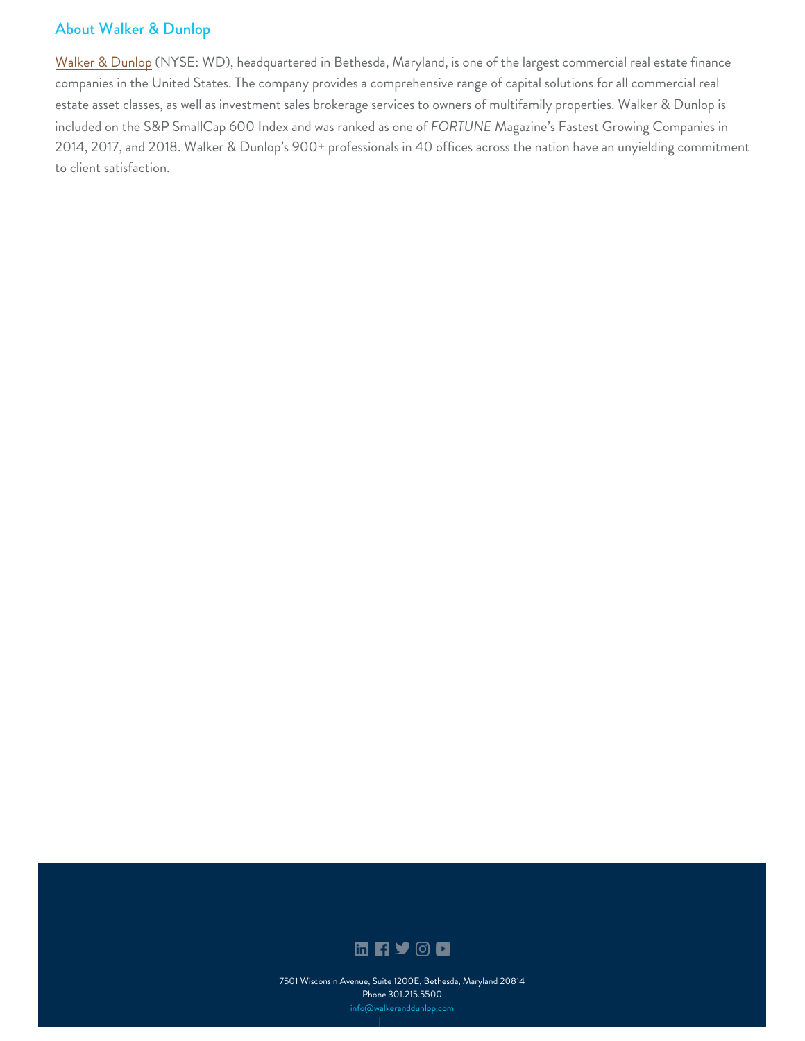## About Walker & Dunlop

Walker & Dunlop (NYSE: WD), headquartered in Bethesda, Maryland, is one of the largest commercial real estate finance companies in the United States. The company provides a comprehensive range of capital solutions for all commercial real estate asset classes, as well as investment sales brokerage services to owners of multifamily properties. Walker & Dunlop is included on the S&P SmallCap 600 Index and was ranked as one of *FORTUNE* Magazine's Fastest Growing Companies in 2014, 2017, and 2018. Walker & Dunlop's 900+ professionals in 40 offices across the nation have an unyielding commitment to client satisfaction.

7501 Wisconsin Avenue, Suite 1200E, Bethesda, Maryland 20814
Phone 301.215.5500
info@walkeranddunlop.com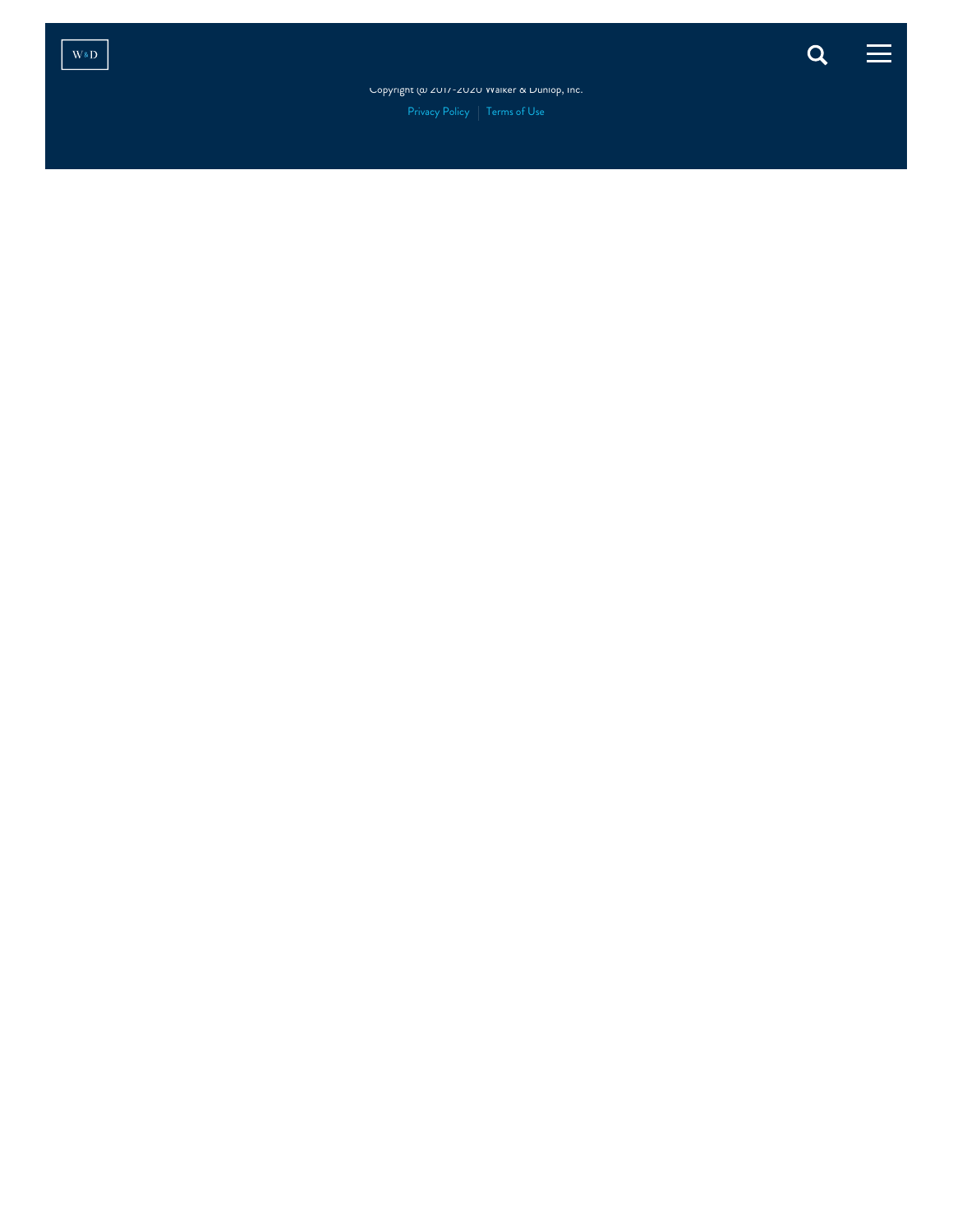W&D

Copyright (c) 2017-2020 Walker & Dunlop, Inc.

Privacy Policy | Terms of Use